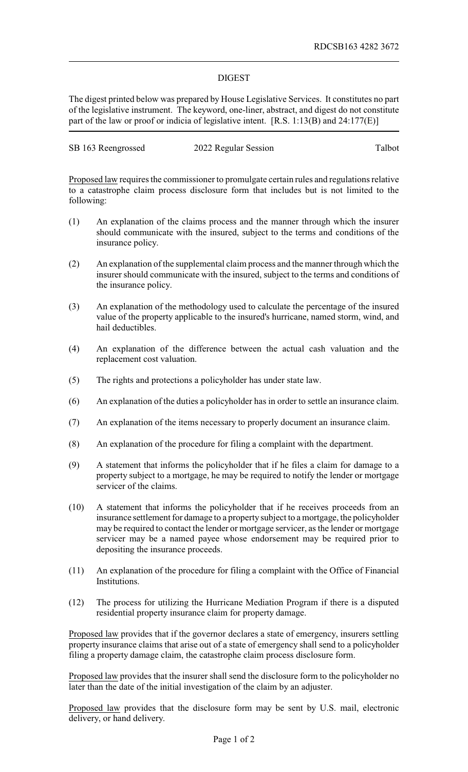RDCSB163 4282 3672

## DIGEST

The digest printed below was prepared by House Legislative Services. It constitutes no part of the legislative instrument. The keyword, one-liner, abstract, and digest do not constitute part of the law or proof or indicia of legislative intent. [R.S. 1:13(B) and 24:177(E)]

SB 163 Reengrossed — 2022 Regular Session — Talbot

Proposed law requires the commissioner to promulgate certain rules and regulations relative to a catastrophe claim process disclosure form that includes but is not limited to the following:

(1) An explanation of the claims process and the manner through which the insurer should communicate with the insured, subject to the terms and conditions of the insurance policy.

(2) An explanation of the supplemental claim process and the manner through which the insurer should communicate with the insured, subject to the terms and conditions of the insurance policy.

(3) An explanation of the methodology used to calculate the percentage of the insured value of the property applicable to the insured's hurricane, named storm, wind, and hail deductibles.

(4) An explanation of the difference between the actual cash valuation and the replacement cost valuation.

(5) The rights and protections a policyholder has under state law.

(6) An explanation of the duties a policyholder has in order to settle an insurance claim.

(7) An explanation of the items necessary to properly document an insurance claim.

(8) An explanation of the procedure for filing a complaint with the department.

(9) A statement that informs the policyholder that if he files a claim for damage to a property subject to a mortgage, he may be required to notify the lender or mortgage servicer of the claims.

(10) A statement that informs the policyholder that if he receives proceeds from an insurance settlement for damage to a property subject to a mortgage, the policyholder may be required to contact the lender or mortgage servicer, as the lender or mortgage servicer may be a named payee whose endorsement may be required prior to depositing the insurance proceeds.

(11) An explanation of the procedure for filing a complaint with the Office of Financial Institutions.

(12) The process for utilizing the Hurricane Mediation Program if there is a disputed residential property insurance claim for property damage.

Proposed law provides that if the governor declares a state of emergency, insurers settling property insurance claims that arise out of a state of emergency shall send to a policyholder filing a property damage claim, the catastrophe claim process disclosure form.

Proposed law provides that the insurer shall send the disclosure form to the policyholder no later than the date of the initial investigation of the claim by an adjuster.

Proposed law provides that the disclosure form may be sent by U.S. mail, electronic delivery, or hand delivery.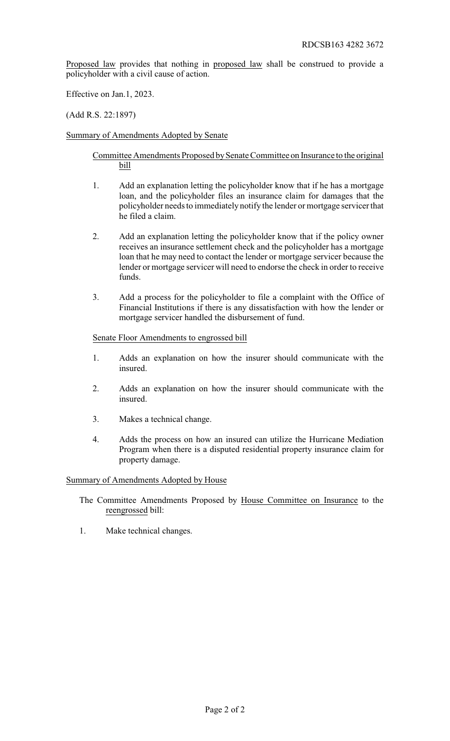Proposed law provides that nothing in proposed law shall be construed to provide a policyholder with a civil cause of action.

Effective on Jan.1, 2023.

(Add R.S. 22:1897)

Summary of Amendments Adopted by Senate

Committee Amendments Proposed by Senate Committee on Insurance to the original bill

1. Add an explanation letting the policyholder know that if he has a mortgage loan, and the policyholder files an insurance claim for damages that the policyholder needs to immediately notify the lender or mortgage servicer that he filed a claim.

2. Add an explanation letting the policyholder know that if the policy owner receives an insurance settlement check and the policyholder has a mortgage loan that he may need to contact the lender or mortgage servicer because the lender or mortgage servicer will need to endorse the check in order to receive funds.

3. Add a process for the policyholder to file a complaint with the Office of Financial Institutions if there is any dissatisfaction with how the lender or mortgage servicer handled the disbursement of fund.

Senate Floor Amendments to engrossed bill

1. Adds an explanation on how the insurer should communicate with the insured.

2. Adds an explanation on how the insurer should communicate with the insured.

3. Makes a technical change.

4. Adds the process on how an insured can utilize the Hurricane Mediation Program when there is a disputed residential property insurance claim for property damage.

Summary of Amendments Adopted by House

The Committee Amendments Proposed by House Committee on Insurance to the reengrossed bill:

1. Make technical changes.